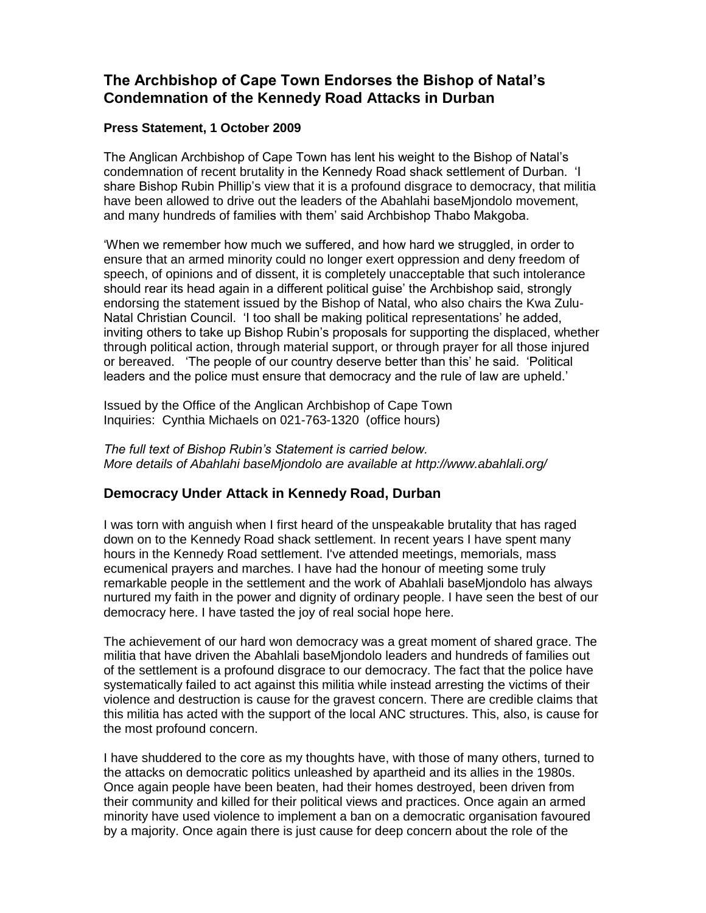## The Archbishop of Cape Town Endorses the Bishop of Natal's Condemnation of the Kennedy Road Attacks in Durban

**Press Statement, 1 October 2009**

The Anglican Archbishop of Cape Town has lent his weight to the Bishop of Natal's condemnation of recent brutality in the Kennedy Road shack settlement of Durban. 'I share Bishop Rubin Phillip's view that it is a profound disgrace to democracy, that militia have been allowed to drive out the leaders of the Abahlahi baseMjondolo movement, and many hundreds of families with them' said Archbishop Thabo Makgoba.

'When we remember how much we suffered, and how hard we struggled, in order to ensure that an armed minority could no longer exert oppression and deny freedom of speech, of opinions and of dissent, it is completely unacceptable that such intolerance should rear its head again in a different political guise' the Archbishop said, strongly endorsing the statement issued by the Bishop of Natal, who also chairs the Kwa Zulu-Natal Christian Council. 'I too shall be making political representations' he added, inviting others to take up Bishop Rubin's proposals for supporting the displaced, whether through political action, through material support, or through prayer for all those injured or bereaved. 'The people of our country deserve better than this' he said. 'Political leaders and the police must ensure that democracy and the rule of law are upheld.'

Issued by the Office of the Anglican Archbishop of Cape Town
Inquiries: Cynthia Michaels on 021-763-1320 (office hours)

*The full text of Bishop Rubin's Statement is carried below.*
*More details of Abahlahi baseMjondolo are available at http://www.abahlali.org/*

## Democracy Under Attack in Kennedy Road, Durban

I was torn with anguish when I first heard of the unspeakable brutality that has raged down on to the Kennedy Road shack settlement. In recent years I have spent many hours in the Kennedy Road settlement. I've attended meetings, memorials, mass ecumenical prayers and marches. I have had the honour of meeting some truly remarkable people in the settlement and the work of Abahlali baseMjondolo has always nurtured my faith in the power and dignity of ordinary people. I have seen the best of our democracy here. I have tasted the joy of real social hope here.

The achievement of our hard won democracy was a great moment of shared grace. The militia that have driven the Abahlali baseMjondolo leaders and hundreds of families out of the settlement is a profound disgrace to our democracy. The fact that the police have systematically failed to act against this militia while instead arresting the victims of their violence and destruction is cause for the gravest concern. There are credible claims that this militia has acted with the support of the local ANC structures. This, also, is cause for the most profound concern.

I have shuddered to the core as my thoughts have, with those of many others, turned to the attacks on democratic politics unleashed by apartheid and its allies in the 1980s. Once again people have been beaten, had their homes destroyed, been driven from their community and killed for their political views and practices. Once again an armed minority have used violence to implement a ban on a democratic organisation favoured by a majority. Once again there is just cause for deep concern about the role of the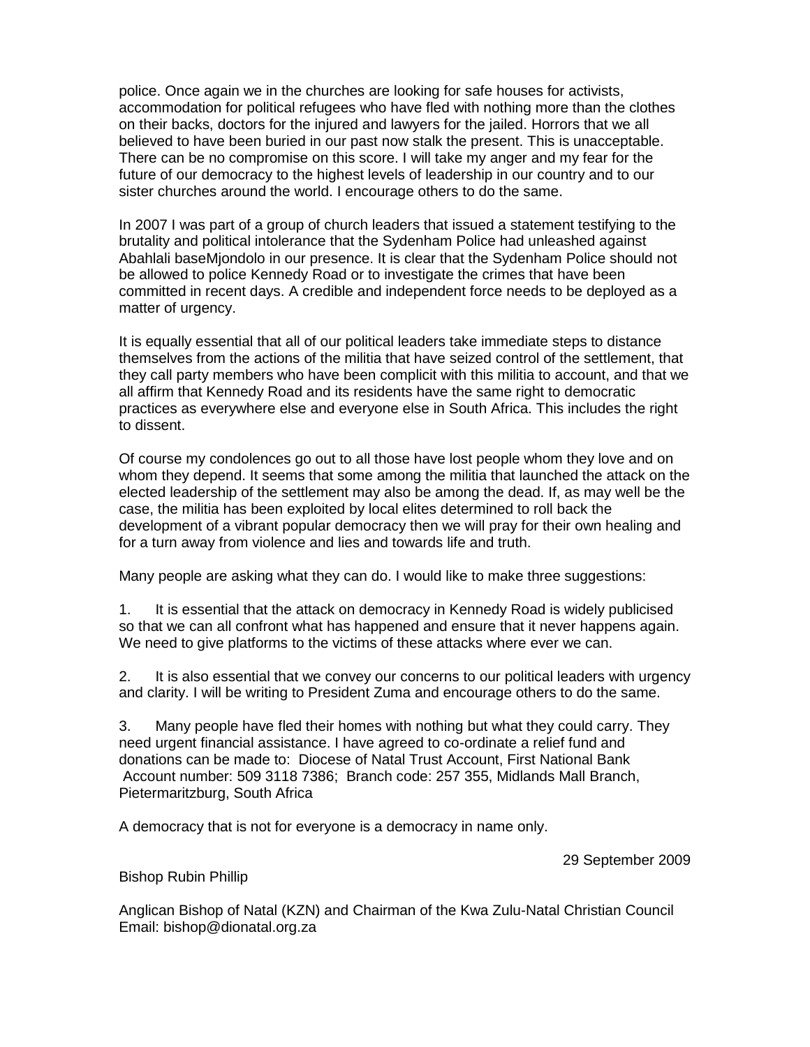police. Once again we in the churches are looking for safe houses for activists, accommodation for political refugees who have fled with nothing more than the clothes on their backs, doctors for the injured and lawyers for the jailed. Horrors that we all believed to have been buried in our past now stalk the present. This is unacceptable. There can be no compromise on this score. I will take my anger and my fear for the future of our democracy to the highest levels of leadership in our country and to our sister churches around the world. I encourage others to do the same.

In 2007 I was part of a group of church leaders that issued a statement testifying to the brutality and political intolerance that the Sydenham Police had unleashed against Abahlali baseMjondolo in our presence. It is clear that the Sydenham Police should not be allowed to police Kennedy Road or to investigate the crimes that have been committed in recent days. A credible and independent force needs to be deployed as a matter of urgency.

It is equally essential that all of our political leaders take immediate steps to distance themselves from the actions of the militia that have seized control of the settlement, that they call party members who have been complicit with this militia to account, and that we all affirm that Kennedy Road and its residents have the same right to democratic practices as everywhere else and everyone else in South Africa. This includes the right to dissent.

Of course my condolences go out to all those have lost people whom they love and on whom they depend. It seems that some among the militia that launched the attack on the elected leadership of the settlement may also be among the dead. If, as may well be the case, the militia has been exploited by local elites determined to roll back the development of a vibrant popular democracy then we will pray for their own healing and for a turn away from violence and lies and towards life and truth.

Many people are asking what they can do. I would like to make three suggestions:

1. It is essential that the attack on democracy in Kennedy Road is widely publicised so that we can all confront what has happened and ensure that it never happens again. We need to give platforms to the victims of these attacks where ever we can.

2. It is also essential that we convey our concerns to our political leaders with urgency and clarity. I will be writing to President Zuma and encourage others to do the same.

3. Many people have fled their homes with nothing but what they could carry. They need urgent financial assistance. I have agreed to co-ordinate a relief fund and donations can be made to: Diocese of Natal Trust Account, First National Bank Account number: 509 3118 7386; Branch code: 257 355, Midlands Mall Branch, Pietermaritzburg, South Africa

A democracy that is not for everyone is a democracy in name only.

29 September 2009

Bishop Rubin Phillip

Anglican Bishop of Natal (KZN) and Chairman of the Kwa Zulu-Natal Christian Council
Email: bishop@dionatal.org.za